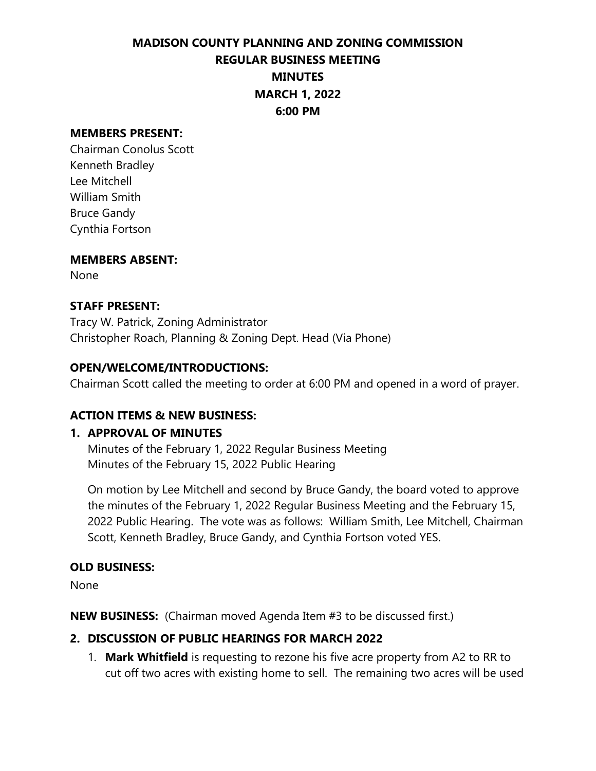# MADISON COUNTY PLANNING AND ZONING COMMISSION
## REGULAR BUSINESS MEETING
## MINUTES
## MARCH 1, 2022
## 6:00 PM

**MEMBERS PRESENT:**
Chairman Conolus Scott
Kenneth Bradley
Lee Mitchell
William Smith
Bruce Gandy
Cynthia Fortson

**MEMBERS ABSENT:**
None

**STAFF PRESENT:**
Tracy W. Patrick, Zoning Administrator
Christopher Roach, Planning & Zoning Dept. Head (Via Phone)

**OPEN/WELCOME/INTRODUCTIONS:**
Chairman Scott called the meeting to order at 6:00 PM and opened in a word of prayer.

**ACTION ITEMS & NEW BUSINESS:**

**1. APPROVAL OF MINUTES**

Minutes of the February 1, 2022 Regular Business Meeting
Minutes of the February 15, 2022 Public Hearing

On motion by Lee Mitchell and second by Bruce Gandy, the board voted to approve the minutes of the February 1, 2022 Regular Business Meeting and the February 15, 2022 Public Hearing. The vote was as follows: William Smith, Lee Mitchell, Chairman Scott, Kenneth Bradley, Bruce Gandy, and Cynthia Fortson voted YES.

**OLD BUSINESS:**
None

**NEW BUSINESS:** (Chairman moved Agenda Item #3 to be discussed first.)

**2. DISCUSSION OF PUBLIC HEARINGS FOR MARCH 2022**

1. **Mark Whitfield** is requesting to rezone his five acre property from A2 to RR to cut off two acres with existing home to sell. The remaining two acres will be used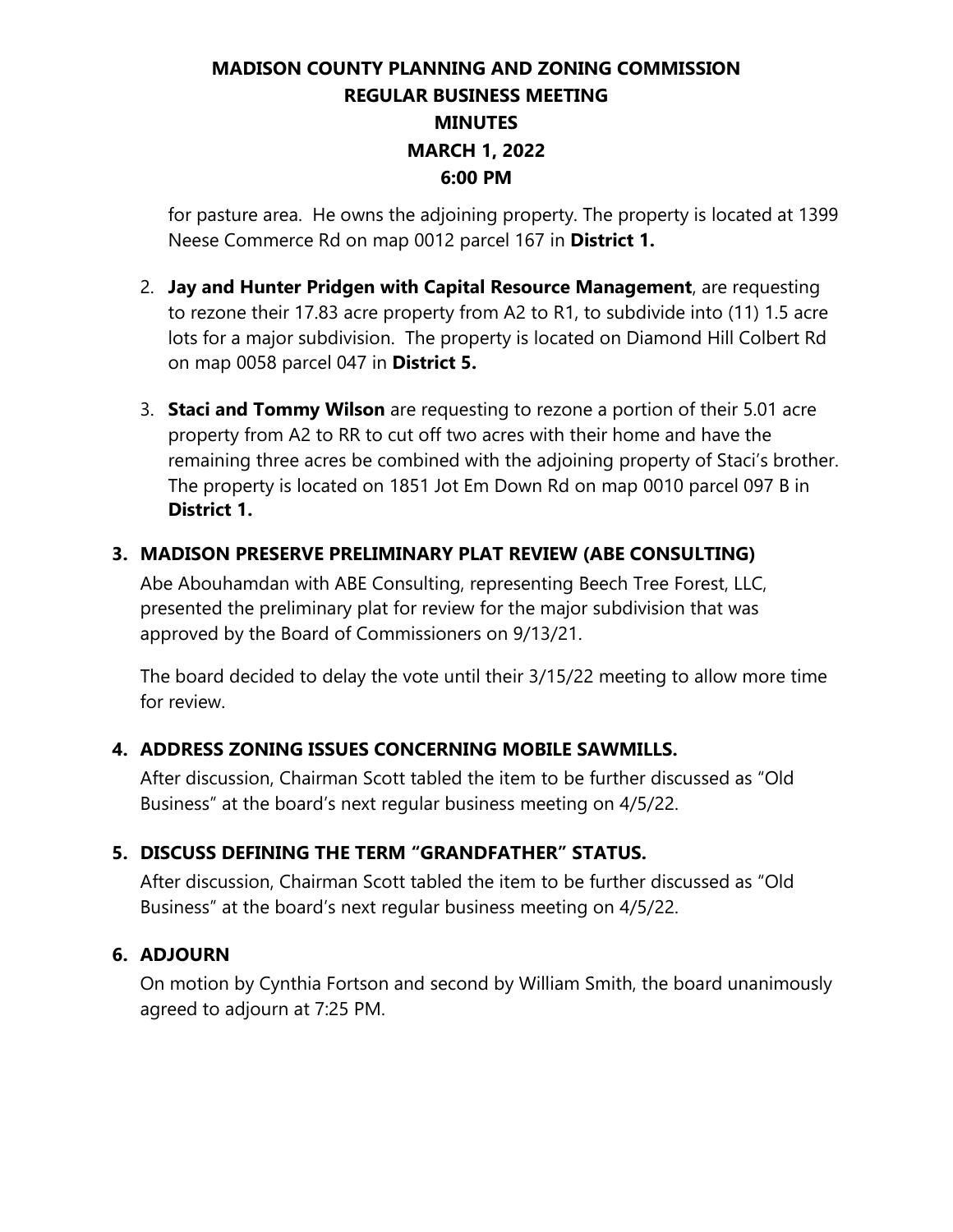for pasture area. He owns the adjoining property. The property is located at 1399 Neese Commerce Rd on map 0012 parcel 167 in **District 1.**

2. **Jay and Hunter Pridgen with Capital Resource Management**, are requesting to rezone their 17.83 acre property from A2 to R1, to subdivide into (11) 1.5 acre lots for a major subdivision. The property is located on Diamond Hill Colbert Rd on map 0058 parcel 047 in **District 5.**

3. **Staci and Tommy Wilson** are requesting to rezone a portion of their 5.01 acre property from A2 to RR to cut off two acres with their home and have the remaining three acres be combined with the adjoining property of Staci's brother. The property is located on 1851 Jot Em Down Rd on map 0010 parcel 097 B in **District 1.**

## 3. MADISON PRESERVE PRELIMINARY PLAT REVIEW (ABE CONSULTING)

Abe Abouhamdan with ABE Consulting, representing Beech Tree Forest, LLC, presented the preliminary plat for review for the major subdivision that was approved by the Board of Commissioners on 9/13/21.

The board decided to delay the vote until their 3/15/22 meeting to allow more time for review.

## 4. ADDRESS ZONING ISSUES CONCERNING MOBILE SAWMILLS.

After discussion, Chairman Scott tabled the item to be further discussed as "Old Business" at the board's next regular business meeting on 4/5/22.

## 5. DISCUSS DEFINING THE TERM "GRANDFATHER" STATUS.

After discussion, Chairman Scott tabled the item to be further discussed as "Old Business" at the board's next regular business meeting on 4/5/22.

## 6. ADJOURN

On motion by Cynthia Fortson and second by William Smith, the board unanimously agreed to adjourn at 7:25 PM.